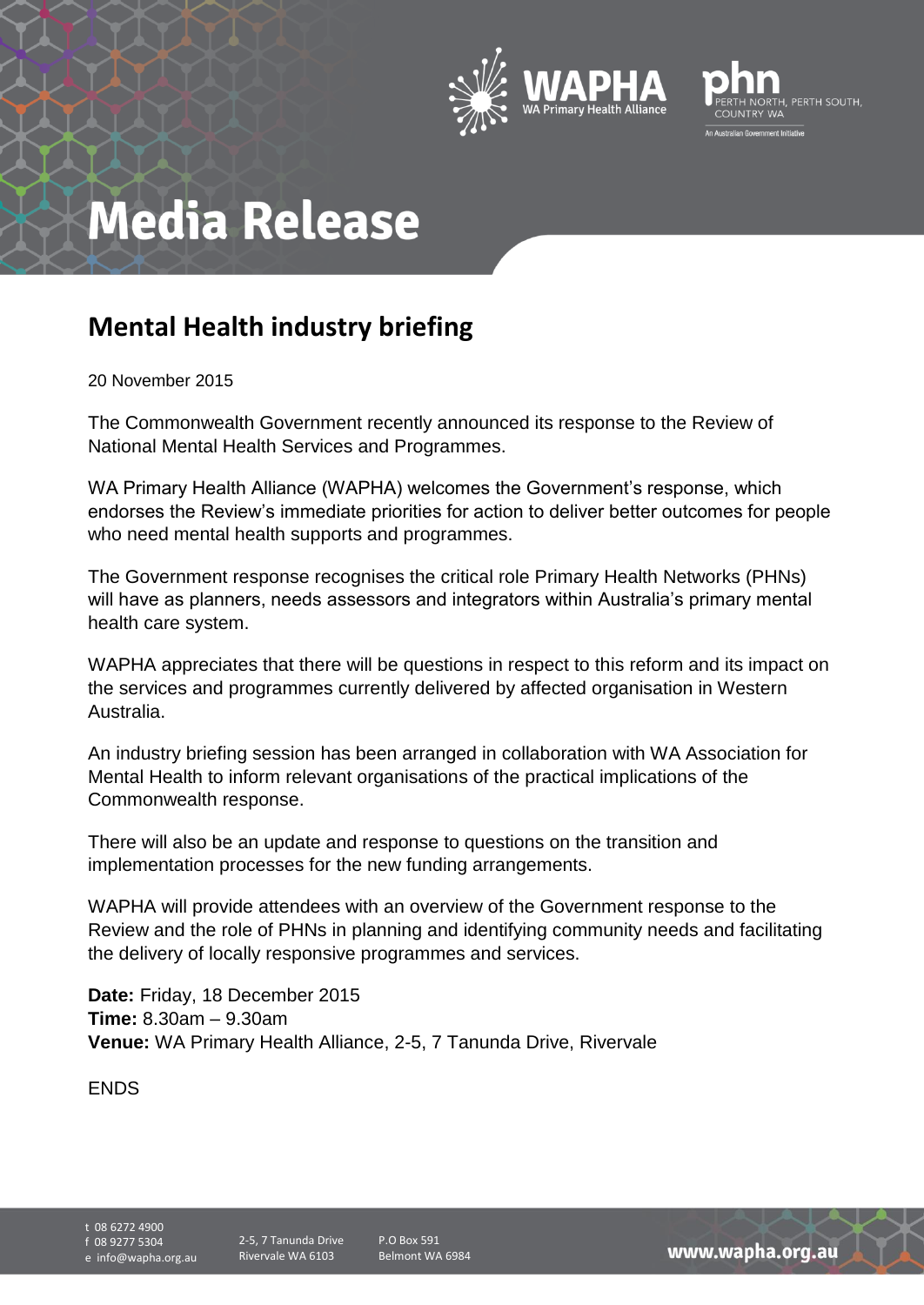# Media Release

## Mental Health industry briefing

20 November 2015

The Commonwealth Government recently announced its response to the Review of National Mental Health Services and Programmes.

WA Primary Health Alliance (WAPHA) welcomes the Government's response, which endorses the Review's immediate priorities for action to deliver better outcomes for people who need mental health supports and programmes.

The Government response recognises the critical role Primary Health Networks (PHNs) will have as planners, needs assessors and integrators within Australia's primary mental health care system.

WAPHA appreciates that there will be questions in respect to this reform and its impact on the services and programmes currently delivered by affected organisation in Western Australia.

An industry briefing session has been arranged in collaboration with WA Association for Mental Health to inform relevant organisations of the practical implications of the Commonwealth response.

There will also be an update and response to questions on the transition and implementation processes for the new funding arrangements.

WAPHA will provide attendees with an overview of the Government response to the Review and the role of PHNs in planning and identifying community needs and facilitating the delivery of locally responsive programmes and services.

**Date:** Friday, 18 December 2015
**Time:** 8.30am – 9.30am
**Venue:** WA Primary Health Alliance, 2-5, 7 Tanunda Drive, Rivervale

ENDS

t 08 6272 4900
f 08 9277 5304
e info@wapha.org.au

2-5, 7 Tanunda Drive
Rivervale WA 6103

P.O Box 591
Belmont WA 6984

www.wapha.org.au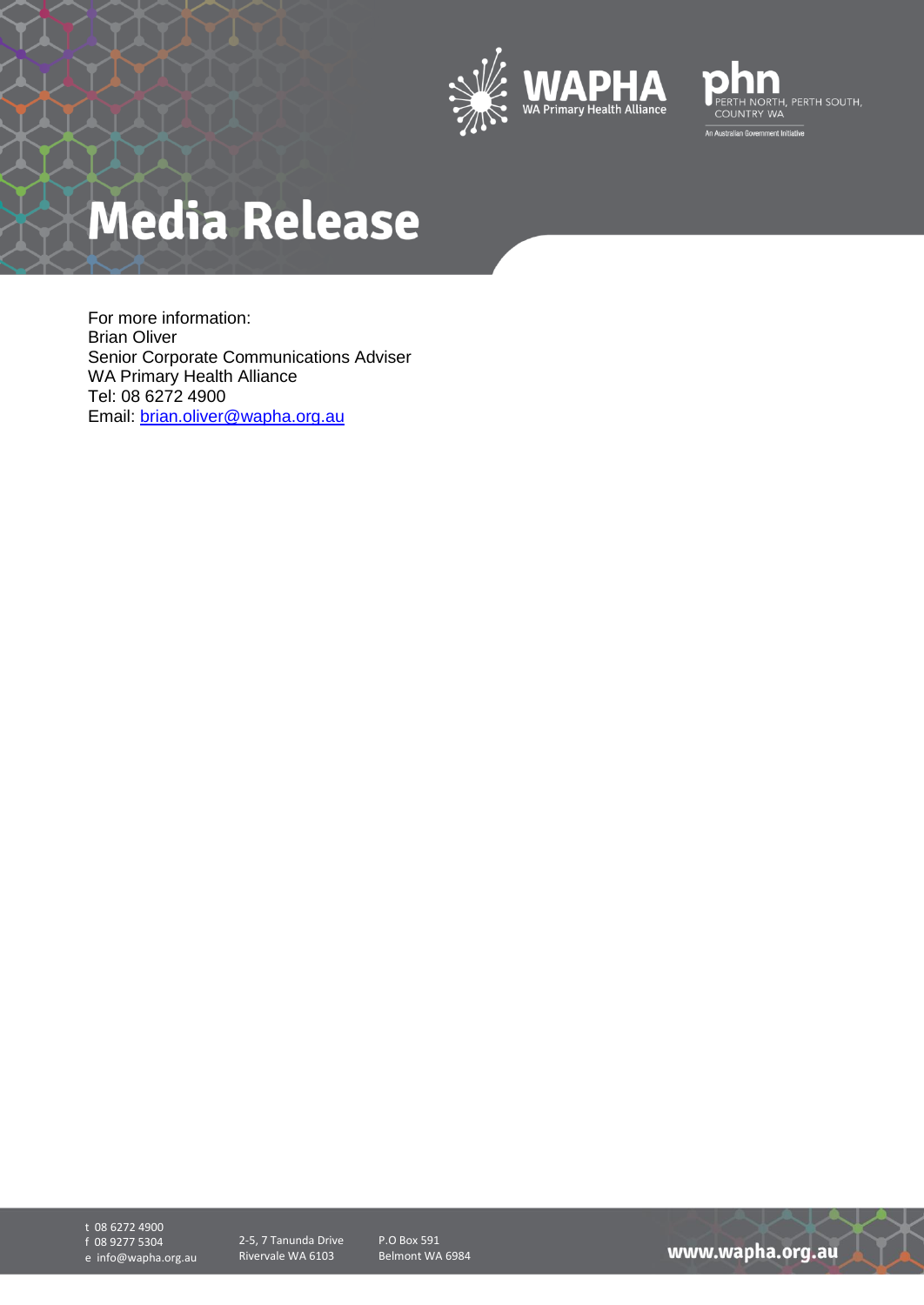# Media Release

For more information:
Brian Oliver
Senior Corporate Communications Adviser
WA Primary Health Alliance
Tel: 08 6272 4900
Email: brian.oliver@wapha.org.au